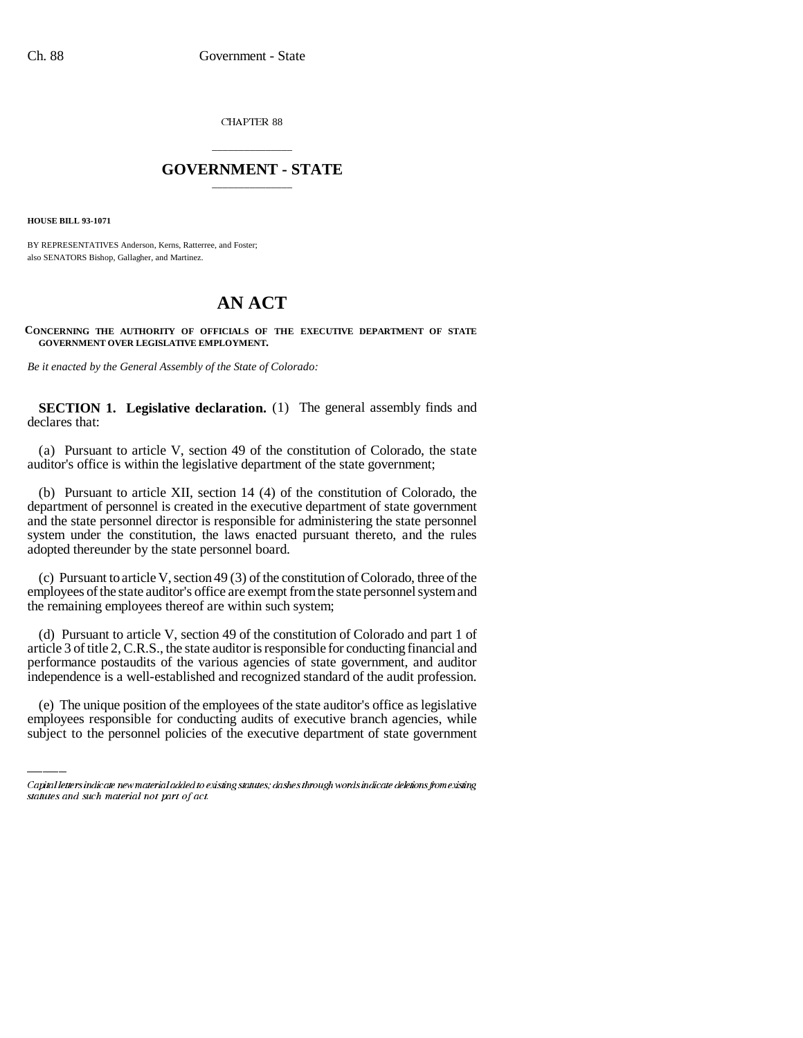CHAPTER 88

# GOVERNMENT - STATE

**HOUSE BILL 93-1071**

BY REPRESENTATIVES Anderson, Kerns, Ratterree, and Foster;
also SENATORS Bishop, Gallagher, and Martinez.

# AN ACT

**CONCERNING THE AUTHORITY OF OFFICIALS OF THE EXECUTIVE DEPARTMENT OF STATE GOVERNMENT OVER LEGISLATIVE EMPLOYMENT.**

*Be it enacted by the General Assembly of the State of Colorado:*

**SECTION 1. Legislative declaration.** (1) The general assembly finds and declares that:

(a) Pursuant to article V, section 49 of the constitution of Colorado, the state auditor's office is within the legislative department of the state government;

(b) Pursuant to article XII, section 14 (4) of the constitution of Colorado, the department of personnel is created in the executive department of state government and the state personnel director is responsible for administering the state personnel system under the constitution, the laws enacted pursuant thereto, and the rules adopted thereunder by the state personnel board.

(c) Pursuant to article V, section 49 (3) of the constitution of Colorado, three of the employees of the state auditor's office are exempt from the state personnel system and the remaining employees thereof are within such system;

(d) Pursuant to article V, section 49 of the constitution of Colorado and part 1 of article 3 of title 2, C.R.S., the state auditor is responsible for conducting financial and performance postaudits of the various agencies of state government, and auditor independence is a well-established and recognized standard of the audit profession.

(e) The unique position of the employees of the state auditor's office as legislative employees responsible for conducting audits of executive branch agencies, while subject to the personnel policies of the executive department of state government

Capital letters indicate new material added to existing statutes; dashes through words indicate deletions from existing statutes and such material not part of act.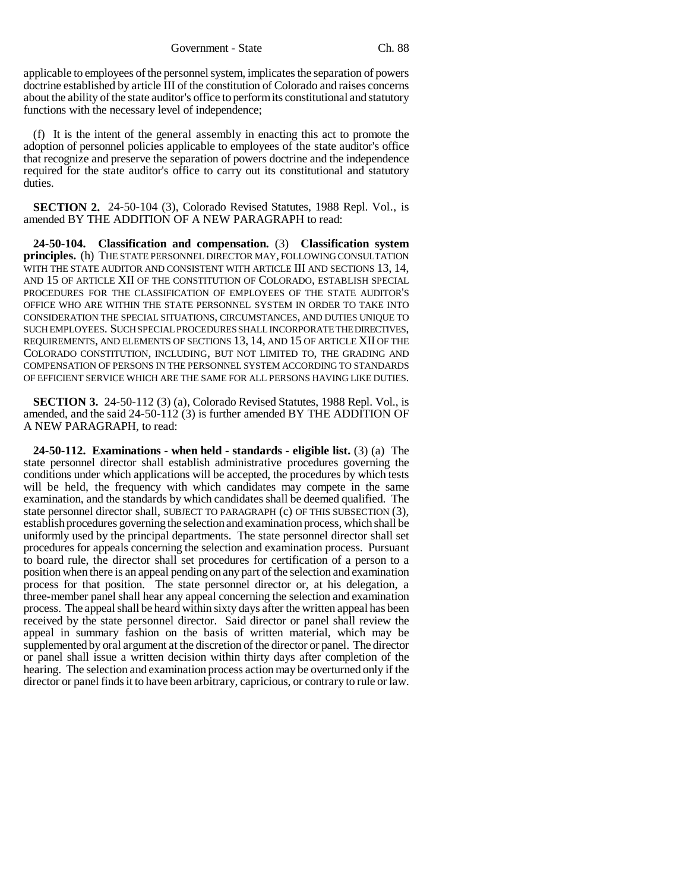applicable to employees of the personnel system, implicates the separation of powers doctrine established by article III of the constitution of Colorado and raises concerns about the ability of the state auditor's office to perform its constitutional and statutory functions with the necessary level of independence;

(f) It is the intent of the general assembly in enacting this act to promote the adoption of personnel policies applicable to employees of the state auditor's office that recognize and preserve the separation of powers doctrine and the independence required for the state auditor's office to carry out its constitutional and statutory duties.

**SECTION 2.** 24-50-104 (3), Colorado Revised Statutes, 1988 Repl. Vol., is amended BY THE ADDITION OF A NEW PARAGRAPH to read:

**24-50-104. Classification and compensation.** (3) **Classification system principles.** (h) THE STATE PERSONNEL DIRECTOR MAY, FOLLOWING CONSULTATION WITH THE STATE AUDITOR AND CONSISTENT WITH ARTICLE III AND SECTIONS 13, 14, AND 15 OF ARTICLE XII OF THE CONSTITUTION OF COLORADO, ESTABLISH SPECIAL PROCEDURES FOR THE CLASSIFICATION OF EMPLOYEES OF THE STATE AUDITOR'S OFFICE WHO ARE WITHIN THE STATE PERSONNEL SYSTEM IN ORDER TO TAKE INTO CONSIDERATION THE SPECIAL SITUATIONS, CIRCUMSTANCES, AND DUTIES UNIQUE TO SUCH EMPLOYEES. SUCH SPECIAL PROCEDURES SHALL INCORPORATE THE DIRECTIVES, REQUIREMENTS, AND ELEMENTS OF SECTIONS 13, 14, AND 15 OF ARTICLE XII OF THE COLORADO CONSTITUTION, INCLUDING, BUT NOT LIMITED TO, THE GRADING AND COMPENSATION OF PERSONS IN THE PERSONNEL SYSTEM ACCORDING TO STANDARDS OF EFFICIENT SERVICE WHICH ARE THE SAME FOR ALL PERSONS HAVING LIKE DUTIES.

**SECTION 3.** 24-50-112 (3) (a), Colorado Revised Statutes, 1988 Repl. Vol., is amended, and the said 24-50-112 (3) is further amended BY THE ADDITION OF A NEW PARAGRAPH, to read:

**24-50-112. Examinations - when held - standards - eligible list.** (3) (a) The state personnel director shall establish administrative procedures governing the conditions under which applications will be accepted, the procedures by which tests will be held, the frequency with which candidates may compete in the same examination, and the standards by which candidates shall be deemed qualified. The state personnel director shall, SUBJECT TO PARAGRAPH (c) OF THIS SUBSECTION (3), establish procedures governing the selection and examination process, which shall be uniformly used by the principal departments. The state personnel director shall set procedures for appeals concerning the selection and examination process. Pursuant to board rule, the director shall set procedures for certification of a person to a position when there is an appeal pending on any part of the selection and examination process for that position. The state personnel director or, at his delegation, a three-member panel shall hear any appeal concerning the selection and examination process. The appeal shall be heard within sixty days after the written appeal has been received by the state personnel director. Said director or panel shall review the appeal in summary fashion on the basis of written material, which may be supplemented by oral argument at the discretion of the director or panel. The director or panel shall issue a written decision within thirty days after completion of the hearing. The selection and examination process action may be overturned only if the director or panel finds it to have been arbitrary, capricious, or contrary to rule or law.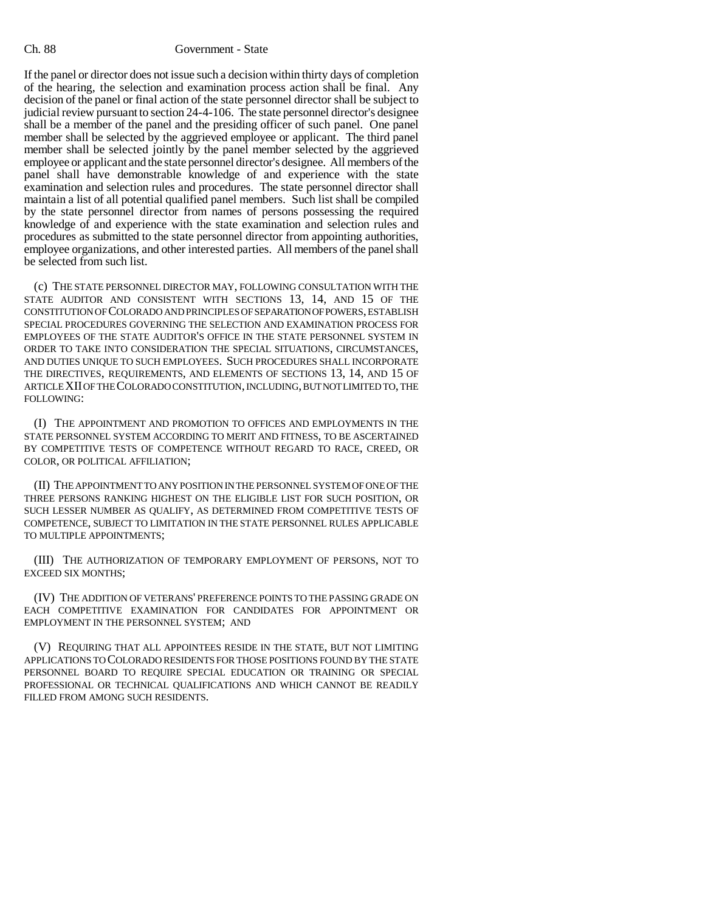If the panel or director does not issue such a decision within thirty days of completion of the hearing, the selection and examination process action shall be final. Any decision of the panel or final action of the state personnel director shall be subject to judicial review pursuant to section 24-4-106. The state personnel director's designee shall be a member of the panel and the presiding officer of such panel. One panel member shall be selected by the aggrieved employee or applicant. The third panel member shall be selected jointly by the panel member selected by the aggrieved employee or applicant and the state personnel director's designee. All members of the panel shall have demonstrable knowledge of and experience with the state examination and selection rules and procedures. The state personnel director shall maintain a list of all potential qualified panel members. Such list shall be compiled by the state personnel director from names of persons possessing the required knowledge of and experience with the state examination and selection rules and procedures as submitted to the state personnel director from appointing authorities, employee organizations, and other interested parties. All members of the panel shall be selected from such list.

(c) THE STATE PERSONNEL DIRECTOR MAY, FOLLOWING CONSULTATION WITH THE STATE AUDITOR AND CONSISTENT WITH SECTIONS 13, 14, AND 15 OF THE CONSTITUTION OF COLORADO AND PRINCIPLES OF SEPARATION OF POWERS, ESTABLISH SPECIAL PROCEDURES GOVERNING THE SELECTION AND EXAMINATION PROCESS FOR EMPLOYEES OF THE STATE AUDITOR'S OFFICE IN THE STATE PERSONNEL SYSTEM IN ORDER TO TAKE INTO CONSIDERATION THE SPECIAL SITUATIONS, CIRCUMSTANCES, AND DUTIES UNIQUE TO SUCH EMPLOYEES. SUCH PROCEDURES SHALL INCORPORATE THE DIRECTIVES, REQUIREMENTS, AND ELEMENTS OF SECTIONS 13, 14, AND 15 OF ARTICLE XII OF THE COLORADO CONSTITUTION, INCLUDING, BUT NOT LIMITED TO, THE FOLLOWING:

(I) THE APPOINTMENT AND PROMOTION TO OFFICES AND EMPLOYMENTS IN THE STATE PERSONNEL SYSTEM ACCORDING TO MERIT AND FITNESS, TO BE ASCERTAINED BY COMPETITIVE TESTS OF COMPETENCE WITHOUT REGARD TO RACE, CREED, OR COLOR, OR POLITICAL AFFILIATION;

(II) THE APPOINTMENT TO ANY POSITION IN THE PERSONNEL SYSTEM OF ONE OF THE THREE PERSONS RANKING HIGHEST ON THE ELIGIBLE LIST FOR SUCH POSITION, OR SUCH LESSER NUMBER AS QUALIFY, AS DETERMINED FROM COMPETITIVE TESTS OF COMPETENCE, SUBJECT TO LIMITATION IN THE STATE PERSONNEL RULES APPLICABLE TO MULTIPLE APPOINTMENTS;

(III) THE AUTHORIZATION OF TEMPORARY EMPLOYMENT OF PERSONS, NOT TO EXCEED SIX MONTHS;

(IV) THE ADDITION OF VETERANS' PREFERENCE POINTS TO THE PASSING GRADE ON EACH COMPETITIVE EXAMINATION FOR CANDIDATES FOR APPOINTMENT OR EMPLOYMENT IN THE PERSONNEL SYSTEM; AND

(V) REQUIRING THAT ALL APPOINTEES RESIDE IN THE STATE, BUT NOT LIMITING APPLICATIONS TO COLORADO RESIDENTS FOR THOSE POSITIONS FOUND BY THE STATE PERSONNEL BOARD TO REQUIRE SPECIAL EDUCATION OR TRAINING OR SPECIAL PROFESSIONAL OR TECHNICAL QUALIFICATIONS AND WHICH CANNOT BE READILY FILLED FROM AMONG SUCH RESIDENTS.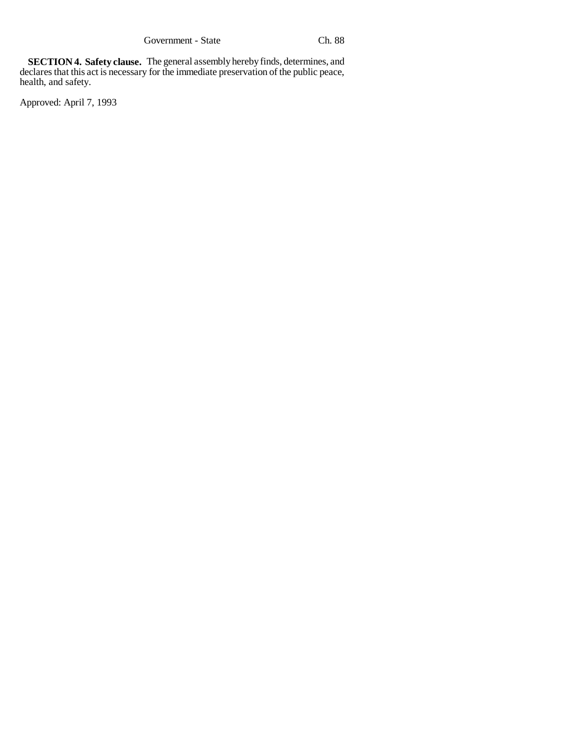**SECTION 4. Safety clause.** The general assembly hereby finds, determines, and declares that this act is necessary for the immediate preservation of the public peace, health, and safety.

Approved: April 7, 1993